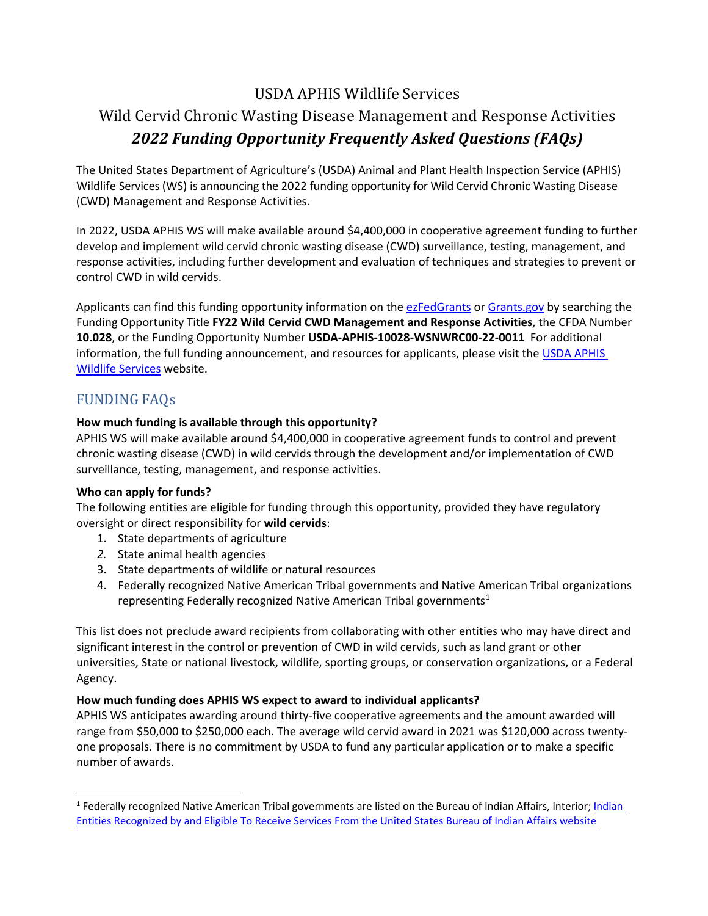# USDA APHIS Wildlife Services

## Wild Cervid Chronic Wasting Disease Management and Response Activities

## *2022 Funding Opportunity Frequently Asked Questions (FAQs)*

The United States Department of Agriculture's (USDA) Animal and Plant Health Inspection Service (APHIS) Wildlife Services (WS) is announcing the 2022 funding opportunity for Wild Cervid Chronic Wasting Disease (CWD) Management and Response Activities.

In 2022, USDA APHIS WS will make available around $4,400,000 in cooperative agreement funding to further develop and implement wild cervid chronic wasting disease (CWD) surveillance, testing, management, and response activities, including further development and evaluation of techniques and strategies to prevent or control CWD in wild cervids.

Applicants can find this funding opportunity information on the ezFedGrants or Grants.gov by searching the Funding Opportunity Title **FY22 Wild Cervid CWD Management and Response Activities**, the CFDA Number **10.028**, or the Funding Opportunity Number **USDA-APHIS-10028-WSNWRC00-22-0011** For additional information, the full funding announcement, and resources for applicants, please visit the USDA APHIS Wildlife Services website.

## FUNDING FAQs

**How much funding is available through this opportunity?**

APHIS WS will make available around $4,400,000 in cooperative agreement funds to control and prevent chronic wasting disease (CWD) in wild cervids through the development and/or implementation of CWD surveillance, testing, management, and response activities.

**Who can apply for funds?**

The following entities are eligible for funding through this opportunity, provided they have regulatory oversight or direct responsibility for **wild cervids**:

1. State departments of agriculture
2. State animal health agencies
3. State departments of wildlife or natural resources
4. Federally recognized Native American Tribal governments and Native American Tribal organizations representing Federally recognized Native American Tribal governments[1]

This list does not preclude award recipients from collaborating with other entities who may have direct and significant interest in the control or prevention of CWD in wild cervids, such as land grant or other universities, State or national livestock, wildlife, sporting groups, or conservation organizations, or a Federal Agency.

**How much funding does APHIS WS expect to award to individual applicants?**

APHIS WS anticipates awarding around thirty-five cooperative agreements and the amount awarded will range from $50,000 to $250,000 each. The average wild cervid award in 2021 was $120,000 across twenty-one proposals. There is no commitment by USDA to fund any particular application or to make a specific number of awards.

[1] Federally recognized Native American Tribal governments are listed on the Bureau of Indian Affairs, Interior; Indian Entities Recognized by and Eligible To Receive Services From the United States Bureau of Indian Affairs website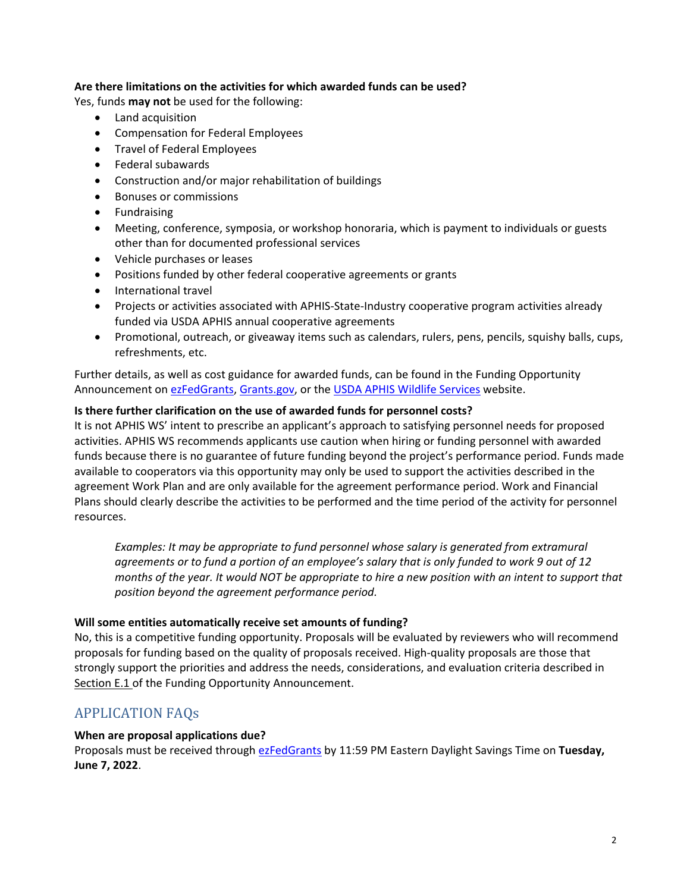**Are there limitations on the activities for which awarded funds can be used?**
Yes, funds **may not** be used for the following:

- Land acquisition
- Compensation for Federal Employees
- Travel of Federal Employees
- Federal subawards
- Construction and/or major rehabilitation of buildings
- Bonuses or commissions
- Fundraising
- Meeting, conference, symposia, or workshop honoraria, which is payment to individuals or guests other than for documented professional services
- Vehicle purchases or leases
- Positions funded by other federal cooperative agreements or grants
- International travel
- Projects or activities associated with APHIS-State-Industry cooperative program activities already funded via USDA APHIS annual cooperative agreements
- Promotional, outreach, or giveaway items such as calendars, rulers, pens, pencils, squishy balls, cups, refreshments, etc.

Further details, as well as cost guidance for awarded funds, can be found in the Funding Opportunity Announcement on ezFedGrants, Grants.gov, or the USDA APHIS Wildlife Services website.

**Is there further clarification on the use of awarded funds for personnel costs?**
It is not APHIS WS' intent to prescribe an applicant's approach to satisfying personnel needs for proposed activities. APHIS WS recommends applicants use caution when hiring or funding personnel with awarded funds because there is no guarantee of future funding beyond the project's performance period. Funds made available to cooperators via this opportunity may only be used to support the activities described in the agreement Work Plan and are only available for the agreement performance period. Work and Financial Plans should clearly describe the activities to be performed and the time period of the activity for personnel resources.

> *Examples: It may be appropriate to fund personnel whose salary is generated from extramural agreements or to fund a portion of an employee's salary that is only funded to work 9 out of 12 months of the year. It would NOT be appropriate to hire a new position with an intent to support that position beyond the agreement performance period.*

**Will some entities automatically receive set amounts of funding?**
No, this is a competitive funding opportunity. Proposals will be evaluated by reviewers who will recommend proposals for funding based on the quality of proposals received. High-quality proposals are those that strongly support the priorities and address the needs, considerations, and evaluation criteria described in Section E.1 of the Funding Opportunity Announcement.

## APPLICATION FAQs

**When are proposal applications due?**
Proposals must be received through ezFedGrants by 11:59 PM Eastern Daylight Savings Time on **Tuesday, June 7, 2022**.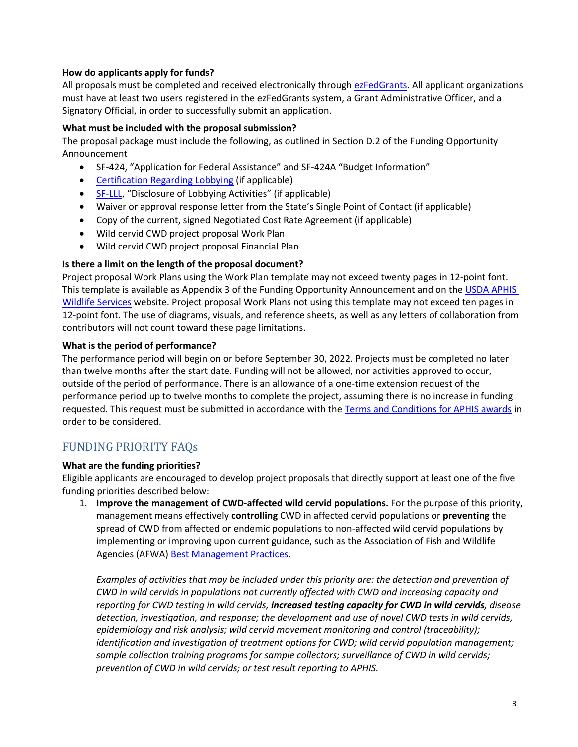**How do applicants apply for funds?**
All proposals must be completed and received electronically through ezFedGrants. All applicant organizations must have at least two users registered in the ezFedGrants system, a Grant Administrative Officer, and a Signatory Official, in order to successfully submit an application.

**What must be included with the proposal submission?**
The proposal package must include the following, as outlined in Section D.2 of the Funding Opportunity Announcement

- SF-424, "Application for Federal Assistance" and SF-424A "Budget Information"
- Certification Regarding Lobbying (if applicable)
- SF-LLL, "Disclosure of Lobbying Activities" (if applicable)
- Waiver or approval response letter from the State's Single Point of Contact (if applicable)
- Copy of the current, signed Negotiated Cost Rate Agreement (if applicable)
- Wild cervid CWD project proposal Work Plan
- Wild cervid CWD project proposal Financial Plan

**Is there a limit on the length of the proposal document?**
Project proposal Work Plans using the Work Plan template may not exceed twenty pages in 12-point font. This template is available as Appendix 3 of the Funding Opportunity Announcement and on the USDA APHIS Wildlife Services website. Project proposal Work Plans not using this template may not exceed ten pages in 12-point font. The use of diagrams, visuals, and reference sheets, as well as any letters of collaboration from contributors will not count toward these page limitations.

**What is the period of performance?**
The performance period will begin on or before September 30, 2022. Projects must be completed no later than twelve months after the start date. Funding will not be allowed, nor activities approved to occur, outside of the period of performance. There is an allowance of a one-time extension request of the performance period up to twelve months to complete the project, assuming there is no increase in funding requested. This request must be submitted in accordance with the Terms and Conditions for APHIS awards in order to be considered.

## FUNDING PRIORITY FAQs

**What are the funding priorities?**
Eligible applicants are encouraged to develop project proposals that directly support at least one of the five funding priorities described below:

1. **Improve the management of CWD-affected wild cervid populations.** For the purpose of this priority, management means effectively **controlling** CWD in affected cervid populations or **preventing** the spread of CWD from affected or endemic populations to non-affected wild cervid populations by implementing or improving upon current guidance, such as the Association of Fish and Wildlife Agencies (AFWA) Best Management Practices.

   *Examples of activities that may be included under this priority are: the detection and prevention of CWD in wild cervids in populations not currently affected with CWD and increasing capacity and reporting for CWD testing in wild cervids, **increased testing capacity for CWD in wild cervids**, disease detection, investigation, and response; the development and use of novel CWD tests in wild cervids, epidemiology and risk analysis; wild cervid movement monitoring and control (traceability); identification and investigation of treatment options for CWD; wild cervid population management; sample collection training programs for sample collectors; surveillance of CWD in wild cervids; prevention of CWD in wild cervids; or test result reporting to APHIS.*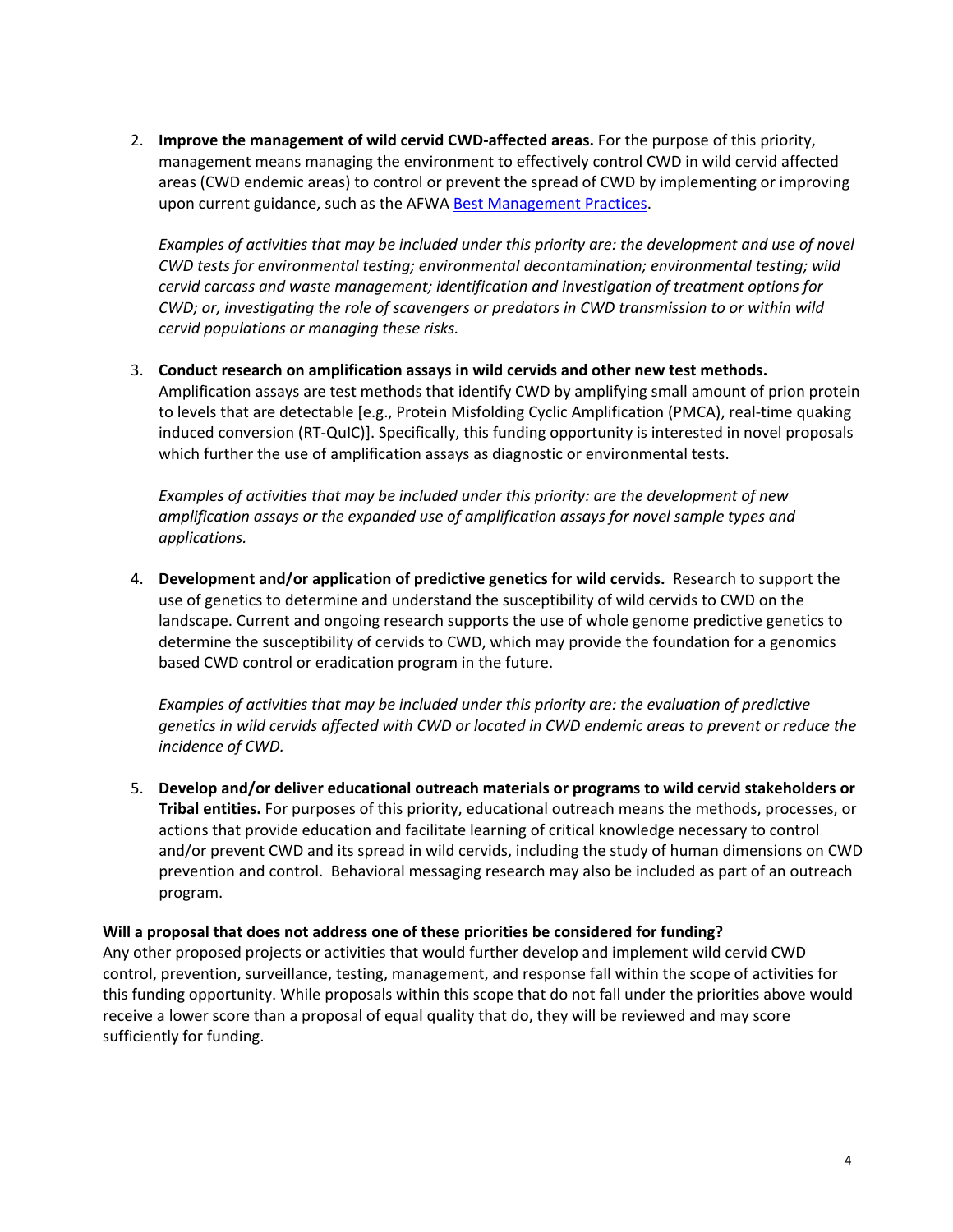2. **Improve the management of wild cervid CWD-affected areas.** For the purpose of this priority, management means managing the environment to effectively control CWD in wild cervid affected areas (CWD endemic areas) to control or prevent the spread of CWD by implementing or improving upon current guidance, such as the AFWA Best Management Practices.

   *Examples of activities that may be included under this priority are: the development and use of novel CWD tests for environmental testing; environmental decontamination; environmental testing; wild cervid carcass and waste management; identification and investigation of treatment options for CWD; or, investigating the role of scavengers or predators in CWD transmission to or within wild cervid populations or managing these risks.*

3. **Conduct research on amplification assays in wild cervids and other new test methods.** Amplification assays are test methods that identify CWD by amplifying small amount of prion protein to levels that are detectable [e.g., Protein Misfolding Cyclic Amplification (PMCA), real-time quaking induced conversion (RT-QuIC)]. Specifically, this funding opportunity is interested in novel proposals which further the use of amplification assays as diagnostic or environmental tests.

   *Examples of activities that may be included under this priority: are the development of new amplification assays or the expanded use of amplification assays for novel sample types and applications.*

4. **Development and/or application of predictive genetics for wild cervids.** Research to support the use of genetics to determine and understand the susceptibility of wild cervids to CWD on the landscape. Current and ongoing research supports the use of whole genome predictive genetics to determine the susceptibility of cervids to CWD, which may provide the foundation for a genomics based CWD control or eradication program in the future.

   *Examples of activities that may be included under this priority are: the evaluation of predictive genetics in wild cervids affected with CWD or located in CWD endemic areas to prevent or reduce the incidence of CWD.*

5. **Develop and/or deliver educational outreach materials or programs to wild cervid stakeholders or Tribal entities.** For purposes of this priority, educational outreach means the methods, processes, or actions that provide education and facilitate learning of critical knowledge necessary to control and/or prevent CWD and its spread in wild cervids, including the study of human dimensions on CWD prevention and control. Behavioral messaging research may also be included as part of an outreach program.

**Will a proposal that does not address one of these priorities be considered for funding?**

Any other proposed projects or activities that would further develop and implement wild cervid CWD control, prevention, surveillance, testing, management, and response fall within the scope of activities for this funding opportunity. While proposals within this scope that do not fall under the priorities above would receive a lower score than a proposal of equal quality that do, they will be reviewed and may score sufficiently for funding.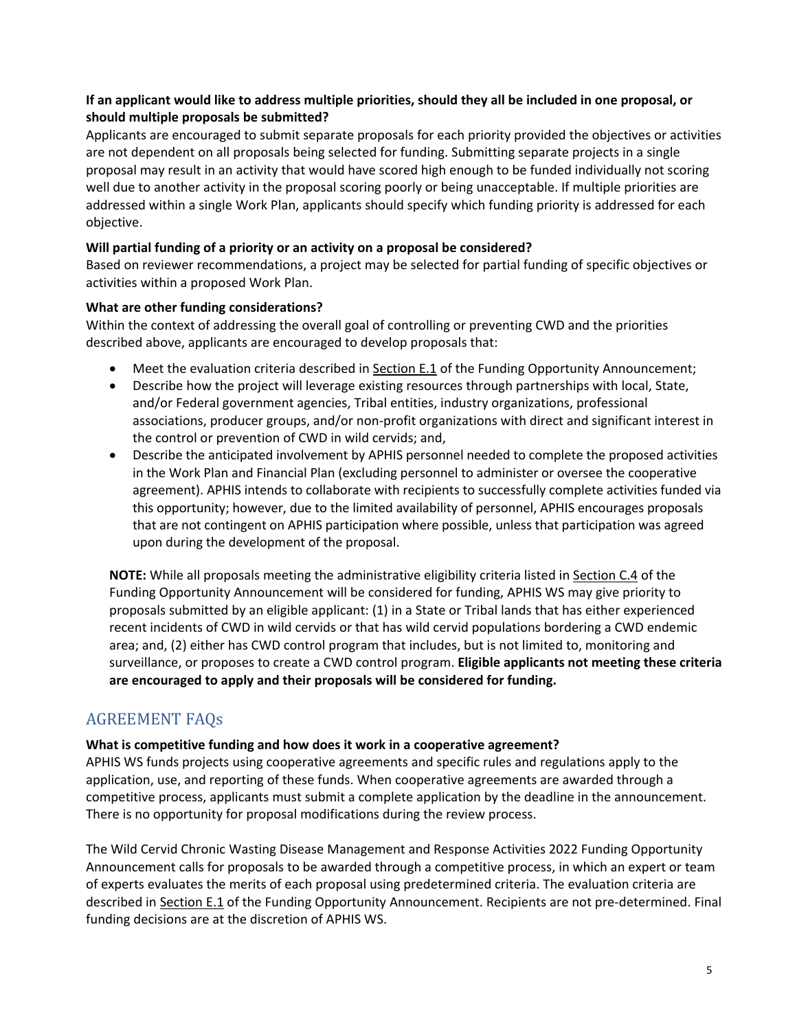**If an applicant would like to address multiple priorities, should they all be included in one proposal, or should multiple proposals be submitted?**

Applicants are encouraged to submit separate proposals for each priority provided the objectives or activities are not dependent on all proposals being selected for funding. Submitting separate projects in a single proposal may result in an activity that would have scored high enough to be funded individually not scoring well due to another activity in the proposal scoring poorly or being unacceptable. If multiple priorities are addressed within a single Work Plan, applicants should specify which funding priority is addressed for each objective.

**Will partial funding of a priority or an activity on a proposal be considered?**

Based on reviewer recommendations, a project may be selected for partial funding of specific objectives or activities within a proposed Work Plan.

**What are other funding considerations?**

Within the context of addressing the overall goal of controlling or preventing CWD and the priorities described above, applicants are encouraged to develop proposals that:

- Meet the evaluation criteria described in Section E.1 of the Funding Opportunity Announcement;
- Describe how the project will leverage existing resources through partnerships with local, State, and/or Federal government agencies, Tribal entities, industry organizations, professional associations, producer groups, and/or non-profit organizations with direct and significant interest in the control or prevention of CWD in wild cervids; and,
- Describe the anticipated involvement by APHIS personnel needed to complete the proposed activities in the Work Plan and Financial Plan (excluding personnel to administer or oversee the cooperative agreement). APHIS intends to collaborate with recipients to successfully complete activities funded via this opportunity; however, due to the limited availability of personnel, APHIS encourages proposals that are not contingent on APHIS participation where possible, unless that participation was agreed upon during the development of the proposal.

**NOTE:** While all proposals meeting the administrative eligibility criteria listed in Section C.4 of the Funding Opportunity Announcement will be considered for funding, APHIS WS may give priority to proposals submitted by an eligible applicant: (1) in a State or Tribal lands that has either experienced recent incidents of CWD in wild cervids or that has wild cervid populations bordering a CWD endemic area; and, (2) either has CWD control program that includes, but is not limited to, monitoring and surveillance, or proposes to create a CWD control program. **Eligible applicants not meeting these criteria are encouraged to apply and their proposals will be considered for funding.**

## AGREEMENT FAQs

**What is competitive funding and how does it work in a cooperative agreement?**

APHIS WS funds projects using cooperative agreements and specific rules and regulations apply to the application, use, and reporting of these funds. When cooperative agreements are awarded through a competitive process, applicants must submit a complete application by the deadline in the announcement. There is no opportunity for proposal modifications during the review process.

The Wild Cervid Chronic Wasting Disease Management and Response Activities 2022 Funding Opportunity Announcement calls for proposals to be awarded through a competitive process, in which an expert or team of experts evaluates the merits of each proposal using predetermined criteria. The evaluation criteria are described in Section E.1 of the Funding Opportunity Announcement. Recipients are not pre-determined. Final funding decisions are at the discretion of APHIS WS.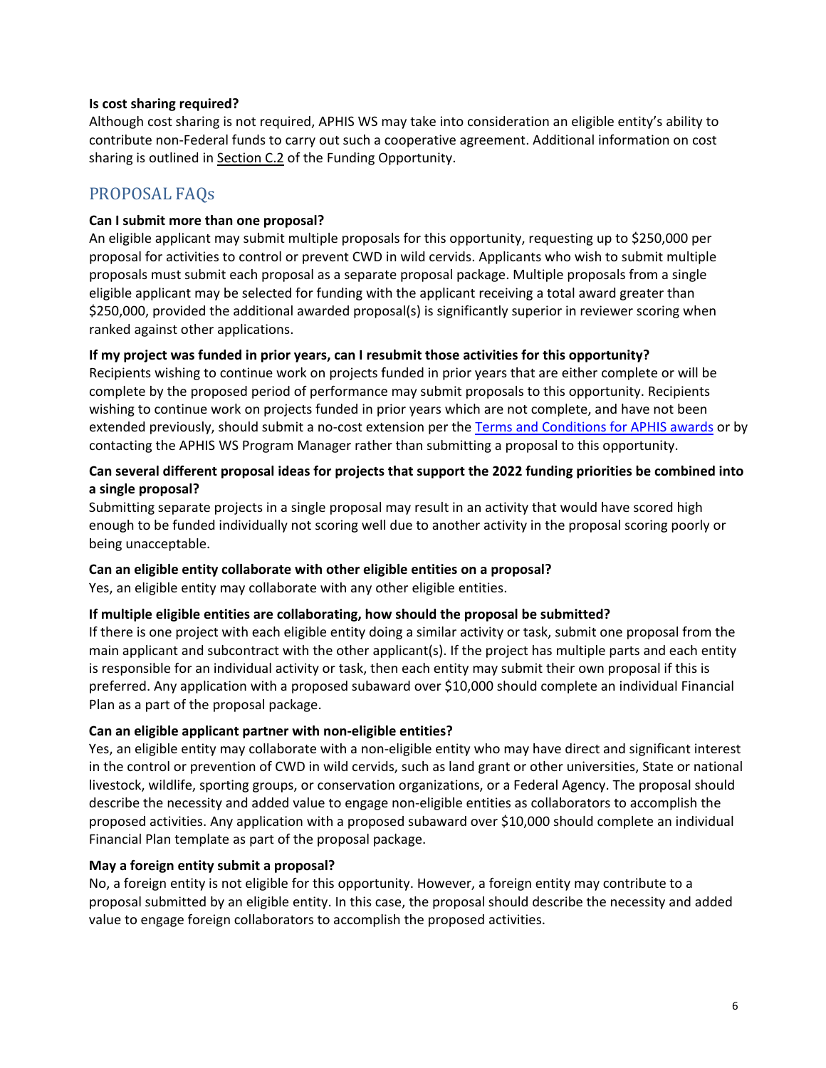**Is cost sharing required?**

Although cost sharing is not required, APHIS WS may take into consideration an eligible entity's ability to contribute non-Federal funds to carry out such a cooperative agreement. Additional information on cost sharing is outlined in Section C.2 of the Funding Opportunity.

## PROPOSAL FAQs

**Can I submit more than one proposal?**

An eligible applicant may submit multiple proposals for this opportunity, requesting up to $250,000 per proposal for activities to control or prevent CWD in wild cervids. Applicants who wish to submit multiple proposals must submit each proposal as a separate proposal package. Multiple proposals from a single eligible applicant may be selected for funding with the applicant receiving a total award greater than $250,000, provided the additional awarded proposal(s) is significantly superior in reviewer scoring when ranked against other applications.

**If my project was funded in prior years, can I resubmit those activities for this opportunity?**

Recipients wishing to continue work on projects funded in prior years that are either complete or will be complete by the proposed period of performance may submit proposals to this opportunity. Recipients wishing to continue work on projects funded in prior years which are not complete, and have not been extended previously, should submit a no-cost extension per the Terms and Conditions for APHIS awards or by contacting the APHIS WS Program Manager rather than submitting a proposal to this opportunity.

**Can several different proposal ideas for projects that support the 2022 funding priorities be combined into a single proposal?**

Submitting separate projects in a single proposal may result in an activity that would have scored high enough to be funded individually not scoring well due to another activity in the proposal scoring poorly or being unacceptable.

**Can an eligible entity collaborate with other eligible entities on a proposal?**

Yes, an eligible entity may collaborate with any other eligible entities.

**If multiple eligible entities are collaborating, how should the proposal be submitted?**

If there is one project with each eligible entity doing a similar activity or task, submit one proposal from the main applicant and subcontract with the other applicant(s). If the project has multiple parts and each entity is responsible for an individual activity or task, then each entity may submit their own proposal if this is preferred. Any application with a proposed subaward over $10,000 should complete an individual Financial Plan as a part of the proposal package.

**Can an eligible applicant partner with non-eligible entities?**

Yes, an eligible entity may collaborate with a non-eligible entity who may have direct and significant interest in the control or prevention of CWD in wild cervids, such as land grant or other universities, State or national livestock, wildlife, sporting groups, or conservation organizations, or a Federal Agency. The proposal should describe the necessity and added value to engage non-eligible entities as collaborators to accomplish the proposed activities. Any application with a proposed subaward over $10,000 should complete an individual Financial Plan template as part of the proposal package.

**May a foreign entity submit a proposal?**

No, a foreign entity is not eligible for this opportunity. However, a foreign entity may contribute to a proposal submitted by an eligible entity. In this case, the proposal should describe the necessity and added value to engage foreign collaborators to accomplish the proposed activities.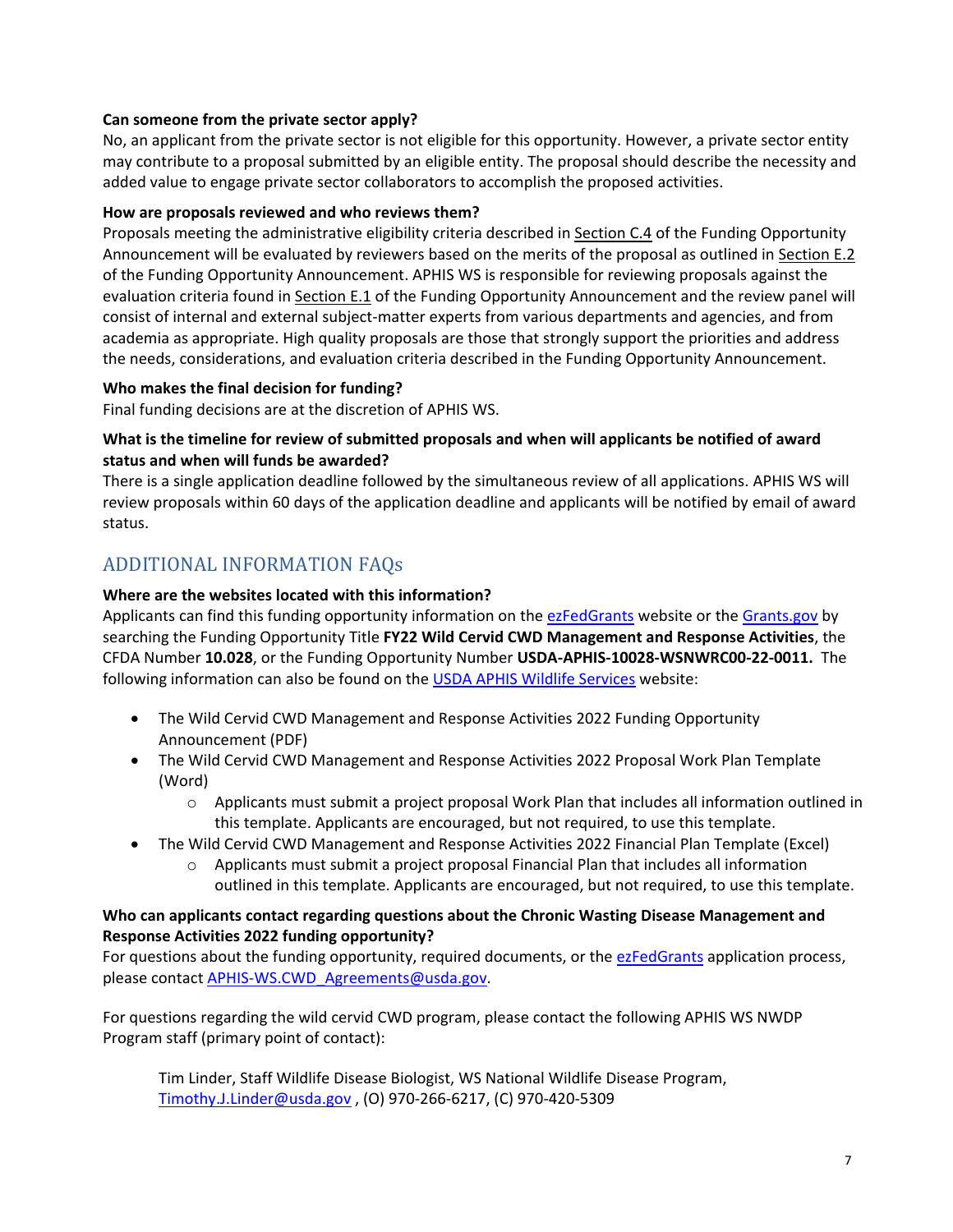**Can someone from the private sector apply?**

No, an applicant from the private sector is not eligible for this opportunity. However, a private sector entity may contribute to a proposal submitted by an eligible entity. The proposal should describe the necessity and added value to engage private sector collaborators to accomplish the proposed activities.

**How are proposals reviewed and who reviews them?**

Proposals meeting the administrative eligibility criteria described in Section C.4 of the Funding Opportunity Announcement will be evaluated by reviewers based on the merits of the proposal as outlined in Section E.2 of the Funding Opportunity Announcement. APHIS WS is responsible for reviewing proposals against the evaluation criteria found in Section E.1 of the Funding Opportunity Announcement and the review panel will consist of internal and external subject-matter experts from various departments and agencies, and from academia as appropriate. High quality proposals are those that strongly support the priorities and address the needs, considerations, and evaluation criteria described in the Funding Opportunity Announcement.

**Who makes the final decision for funding?**

Final funding decisions are at the discretion of APHIS WS.

**What is the timeline for review of submitted proposals and when will applicants be notified of award status and when will funds be awarded?**

There is a single application deadline followed by the simultaneous review of all applications. APHIS WS will review proposals within 60 days of the application deadline and applicants will be notified by email of award status.

## ADDITIONAL INFORMATION FAQs

**Where are the websites located with this information?**

Applicants can find this funding opportunity information on the ezFedGrants website or the Grants.gov by searching the Funding Opportunity Title **FY22 Wild Cervid CWD Management and Response Activities**, the CFDA Number **10.028**, or the Funding Opportunity Number **USDA-APHIS-10028-WSNWRC00-22-0011.** The following information can also be found on the USDA APHIS Wildlife Services website:

- The Wild Cervid CWD Management and Response Activities 2022 Funding Opportunity Announcement (PDF)
- The Wild Cervid CWD Management and Response Activities 2022 Proposal Work Plan Template (Word)
  - Applicants must submit a project proposal Work Plan that includes all information outlined in this template. Applicants are encouraged, but not required, to use this template.
- The Wild Cervid CWD Management and Response Activities 2022 Financial Plan Template (Excel)
  - Applicants must submit a project proposal Financial Plan that includes all information outlined in this template. Applicants are encouraged, but not required, to use this template.

**Who can applicants contact regarding questions about the Chronic Wasting Disease Management and Response Activities 2022 funding opportunity?**

For questions about the funding opportunity, required documents, or the ezFedGrants application process, please contact APHIS-WS.CWD_Agreements@usda.gov.

For questions regarding the wild cervid CWD program, please contact the following APHIS WS NWDP Program staff (primary point of contact):

Tim Linder, Staff Wildlife Disease Biologist, WS National Wildlife Disease Program, Timothy.J.Linder@usda.gov , (O) 970-266-6217, (C) 970-420-5309